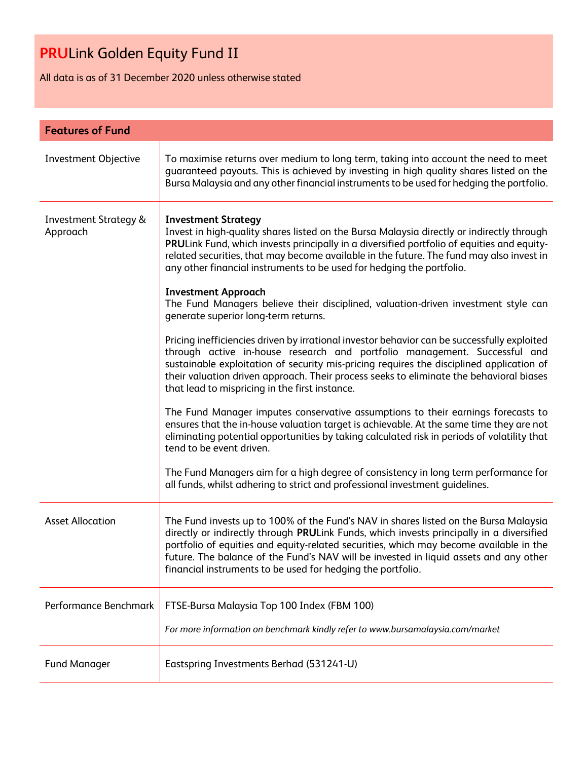# **PRU**Link Golden Equity Fund II

All data is as of 31 December 2020 unless otherwise stated

## Features of Fund

| | |
|---|---|
| Investment Objective | To maximise returns over medium to long term, taking into account the need to meet guaranteed payouts. This is achieved by investing in high quality shares listed on the Bursa Malaysia and any other financial instruments to be used for hedging the portfolio. |
| Investment Strategy & Approach | **Investment Strategy**<br>Invest in high-quality shares listed on the Bursa Malaysia directly or indirectly through **PRU**Link Fund, which invests principally in a diversified portfolio of equities and equity-related securities, that may become available in the future. The fund may also invest in any other financial instruments to be used for hedging the portfolio.<br><br>**Investment Approach**<br>The Fund Managers believe their disciplined, valuation-driven investment style can generate superior long-term returns.<br><br>Pricing inefficiencies driven by irrational investor behavior can be successfully exploited through active in-house research and portfolio management. Successful and sustainable exploitation of security mis-pricing requires the disciplined application of their valuation driven approach. Their process seeks to eliminate the behavioral biases that lead to mispricing in the first instance.<br><br>The Fund Manager imputes conservative assumptions to their earnings forecasts to ensures that the in-house valuation target is achievable. At the same time they are not eliminating potential opportunities by taking calculated risk in periods of volatility that tend to be event driven.<br><br>The Fund Managers aim for a high degree of consistency in long term performance for all funds, whilst adhering to strict and professional investment guidelines. |
| Asset Allocation | The Fund invests up to 100% of the Fund's NAV in shares listed on the Bursa Malaysia directly or indirectly through **PRU**Link Funds, which invests principally in a diversified portfolio of equities and equity-related securities, which may become available in the future. The balance of the Fund's NAV will be invested in liquid assets and any other financial instruments to be used for hedging the portfolio. |
| Performance Benchmark | FTSE-Bursa Malaysia Top 100 Index (FBM 100)<br><br>*For more information on benchmark kindly refer to www.bursamalaysia.com/market* |
| Fund Manager | Eastspring Investments Berhad (531241-U) |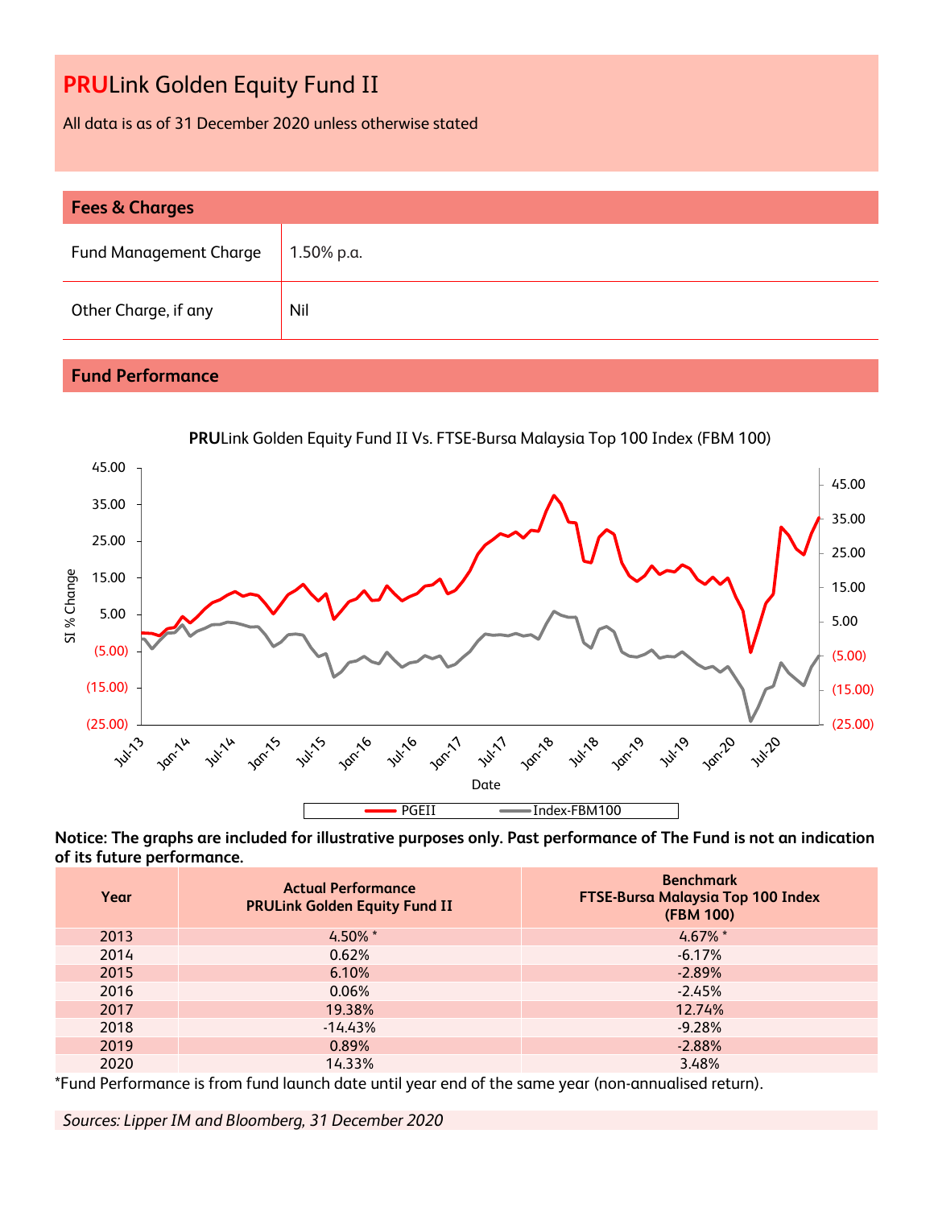# **PRU**Link Golden Equity Fund II

All data is as of 31 December 2020 unless otherwise stated

## Fees & Charges

| Fund Management Charge | 1.50% p.a. |
|---|---|
| Other Charge, if any | Nil |

## Fund Performance

**PRU**Link Golden Equity Fund II Vs. FTSE-Bursa Malaysia Top 100 Index (FBM 100)

**Notice: The graphs are included for illustrative purposes only. Past performance of The Fund is not an indication of its future performance.**

| Year | Actual Performance PRULink Golden Equity Fund II | Benchmark FTSE-Bursa Malaysia Top 100 Index (FBM 100) |
|---|---|---|
| 2013 | 4.50% * | 4.67% * |
| 2014 | 0.62% | -6.17% |
| 2015 | 6.10% | -2.89% |
| 2016 | 0.06% | -2.45% |
| 2017 | 19.38% | 12.74% |
| 2018 | -14.43% | -9.28% |
| 2019 | 0.89% | -2.88% |
| 2020 | 14.33% | 3.48% |

*Fund Performance is from fund launch date until year end of the same year (non-annualised return).

*Sources: Lipper IM and Bloomberg, 31 December 2020*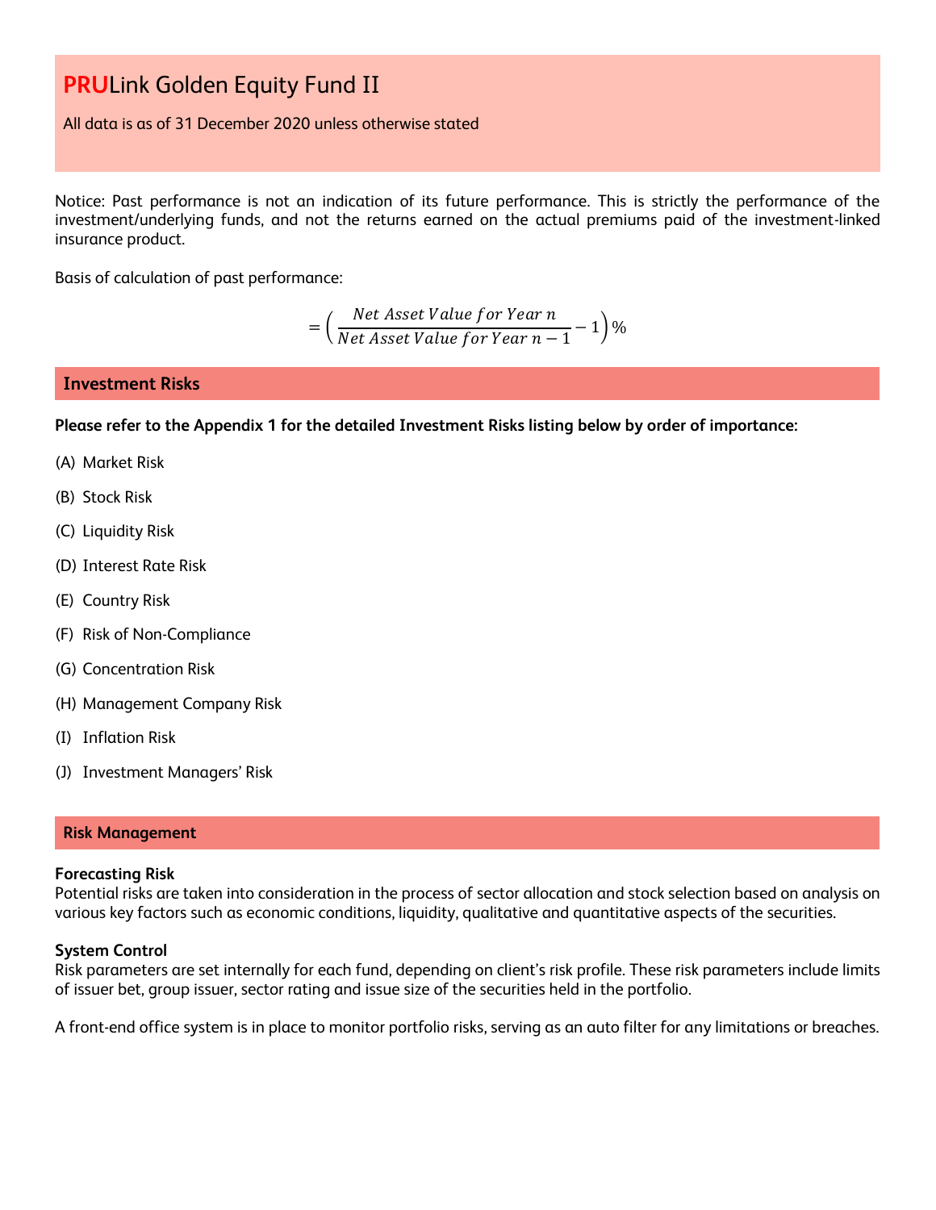# **PRU**Link Golden Equity Fund II

All data is as of 31 December 2020 unless otherwise stated

Notice: Past performance is not an indication of its future performance. This is strictly the performance of the investment/underlying funds, and not the returns earned on the actual premiums paid of the investment-linked insurance product.

Basis of calculation of past performance:

$$= \left( \frac{Net\ Asset\ Value\ for\ Year\ n}{Net\ Asset\ Value\ for\ Year\ n-1} - 1 \right) \%$$

## Investment Risks

**Please refer to the Appendix 1 for the detailed Investment Risks listing below by order of importance:**

(A) Market Risk

(B) Stock Risk

(C) Liquidity Risk

(D) Interest Rate Risk

(E) Country Risk

(F) Risk of Non-Compliance

(G) Concentration Risk

(H) Management Company Risk

(I) Inflation Risk

(J) Investment Managers' Risk

## Risk Management

**Forecasting Risk**
Potential risks are taken into consideration in the process of sector allocation and stock selection based on analysis on various key factors such as economic conditions, liquidity, qualitative and quantitative aspects of the securities.

**System Control**
Risk parameters are set internally for each fund, depending on client's risk profile. These risk parameters include limits of issuer bet, group issuer, sector rating and issue size of the securities held in the portfolio.

A front-end office system is in place to monitor portfolio risks, serving as an auto filter for any limitations or breaches.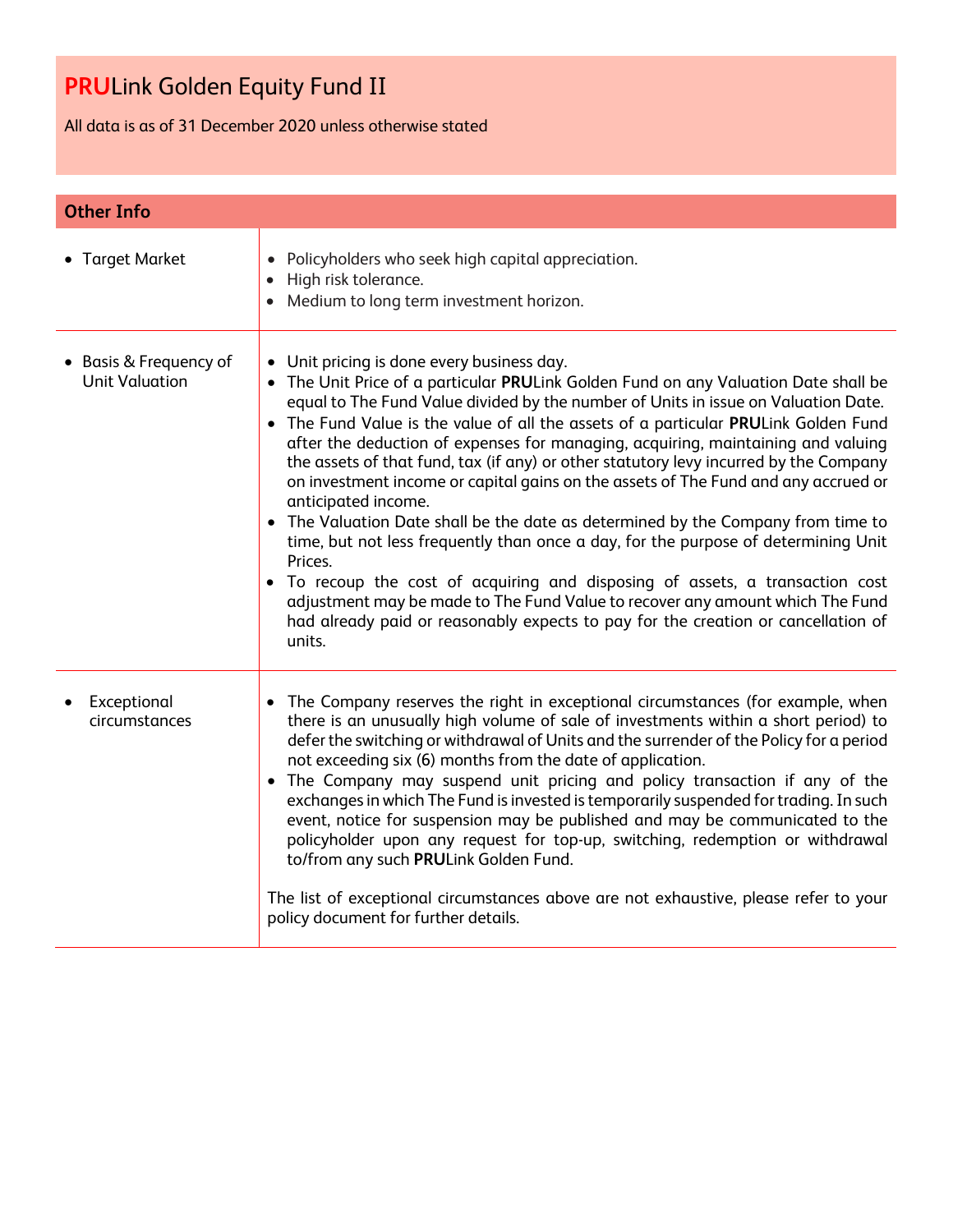# **PRU**Link Golden Equity Fund II

All data is as of 31 December 2020 unless otherwise stated

## Other Info

| | |
|---|---|
| • Target Market | • Policyholders who seek high capital appreciation.<br>• High risk tolerance.<br>• Medium to long term investment horizon. |
| • Basis & Frequency of Unit Valuation | • Unit pricing is done every business day.<br>• The Unit Price of a particular **PRU**Link Golden Fund on any Valuation Date shall be equal to The Fund Value divided by the number of Units in issue on Valuation Date.<br>• The Fund Value is the value of all the assets of a particular **PRU**Link Golden Fund after the deduction of expenses for managing, acquiring, maintaining and valuing the assets of that fund, tax (if any) or other statutory levy incurred by the Company on investment income or capital gains on the assets of The Fund and any accrued or anticipated income.<br>• The Valuation Date shall be the date as determined by the Company from time to time, but not less frequently than once a day, for the purpose of determining Unit Prices.<br>• To recoup the cost of acquiring and disposing of assets, a transaction cost adjustment may be made to The Fund Value to recover any amount which The Fund had already paid or reasonably expects to pay for the creation or cancellation of units. |
| • Exceptional circumstances | • The Company reserves the right in exceptional circumstances (for example, when there is an unusually high volume of sale of investments within a short period) to defer the switching or withdrawal of Units and the surrender of the Policy for a period not exceeding six (6) months from the date of application.<br>• The Company may suspend unit pricing and policy transaction if any of the exchanges in which The Fund is invested is temporarily suspended for trading. In such event, notice for suspension may be published and may be communicated to the policyholder upon any request for top-up, switching, redemption or withdrawal to/from any such **PRU**Link Golden Fund.<br><br>The list of exceptional circumstances above are not exhaustive, please refer to your policy document for further details. |